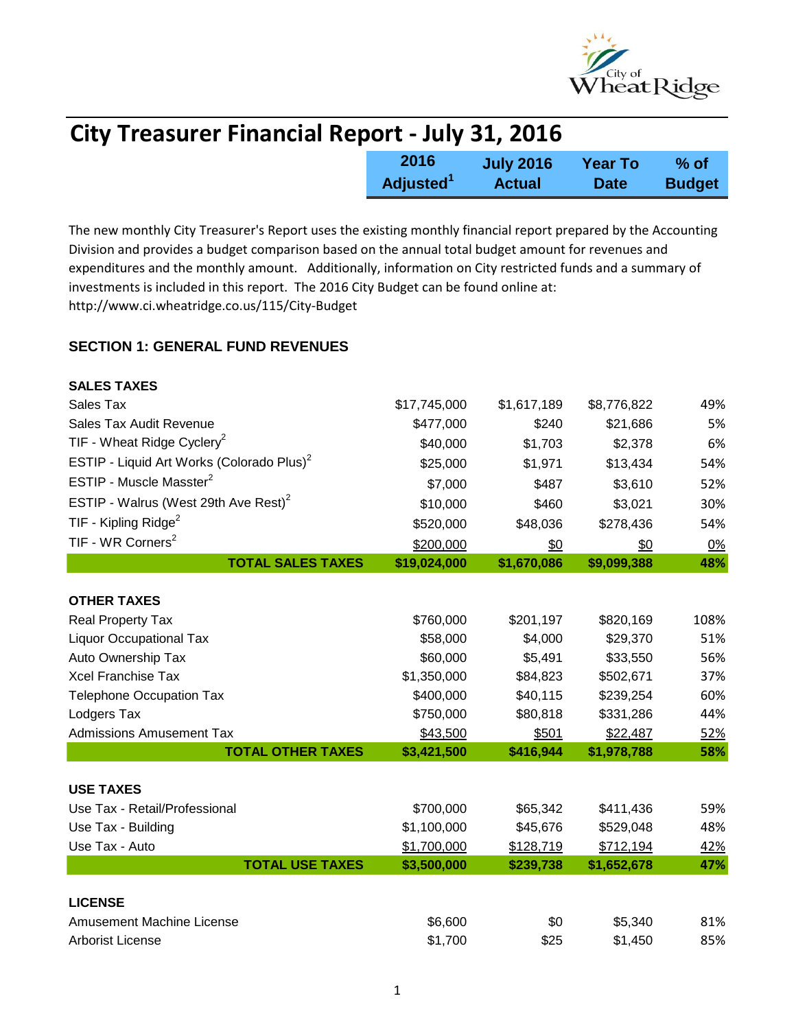# City Treasurer Financial Report - July 31, 2016

The new monthly City Treasurer's Report uses the existing monthly financial report prepared by the Accounting Division and provides a budget comparison based on the annual total budget amount for revenues and expenditures and the monthly amount. Additionally, information on City restricted funds and a summary of investments is included in this report. The 2016 City Budget can be found online at: http://www.ci.wheatridge.co.us/115/City-Budget

## SECTION 1: GENERAL FUND REVENUES

| | 2016 Adjusted[1] | July 2016 Actual | Year To Date | % of Budget |
|---|---|---|---|---|
| **SALES TAXES** | | | | |
| Sales Tax | $17,745,000 | $1,617,189 | $8,776,822 | 49% |
| Sales Tax Audit Revenue | $477,000 | $240 | $21,686 | 5% |
| TIF - Wheat Ridge Cyclery[2] | $40,000 | $1,703 | $2,378 | 6% |
| ESTIP - Liquid Art Works (Colorado Plus)[2] | $25,000 | $1,971 | $13,434 | 54% |
| ESTIP - Muscle Masster[2] | $7,000 | $487 | $3,610 | 52% |
| ESTIP - Walrus (West 29th Ave Rest)[2] | $10,000 | $460 | $3,021 | 30% |
| TIF - Kipling Ridge[2] | $520,000 | $48,036 | $278,436 | 54% |
| TIF - WR Corners[2] | $200,000 | $0 | $0 | 0% |
| **TOTAL SALES TAXES** | **$19,024,000** | **$1,670,086** | **$9,099,388** | **48%** |
| **OTHER TAXES** | | | | |
| Real Property Tax | $760,000 | $201,197 | $820,169 | 108% |
| Liquor Occupational Tax | $58,000 | $4,000 | $29,370 | 51% |
| Auto Ownership Tax | $60,000 | $5,491 | $33,550 | 56% |
| Xcel Franchise Tax | $1,350,000 | $84,823 | $502,671 | 37% |
| Telephone Occupation Tax | $400,000 | $40,115 | $239,254 | 60% |
| Lodgers Tax | $750,000 | $80,818 | $331,286 | 44% |
| Admissions Amusement Tax | $43,500 | $501 | $22,487 | 52% |
| **TOTAL OTHER TAXES** | **$3,421,500** | **$416,944** | **$1,978,788** | **58%** |
| **USE TAXES** | | | | |
| Use Tax - Retail/Professional | $700,000 | $65,342 | $411,436 | 59% |
| Use Tax - Building | $1,100,000 | $45,676 | $529,048 | 48% |
| Use Tax - Auto | $1,700,000 | $128,719 | $712,194 | 42% |
| **TOTAL USE TAXES** | **$3,500,000** | **$239,738** | **$1,652,678** | **47%** |
| **LICENSE** | | | | |
| Amusement Machine License | $6,600 | $0 | $5,340 | 81% |
| Arborist License | $1,700 | $25 | $1,450 | 85% |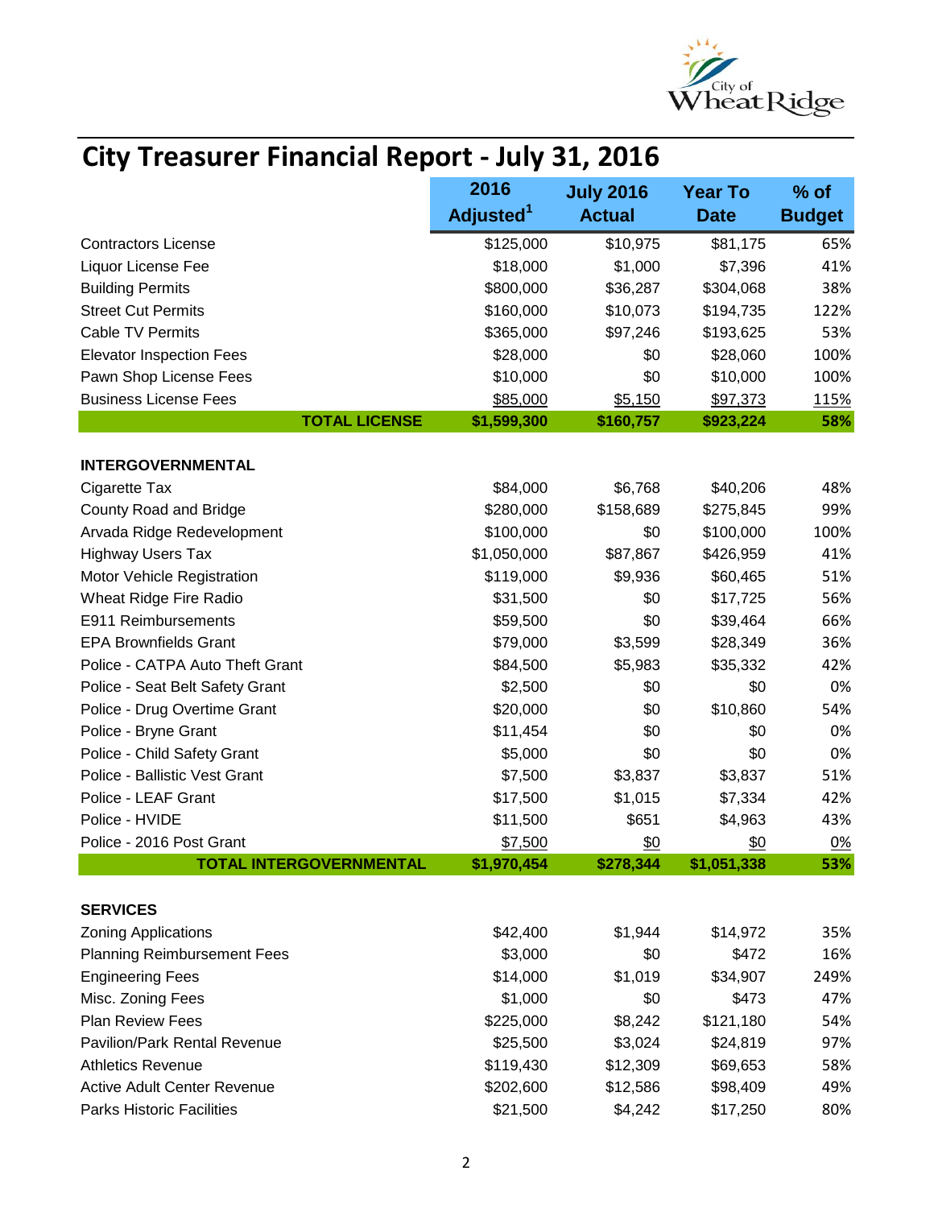# City Treasurer Financial Report - July 31, 2016

| | 2016 Adjusted[1] | July 2016 Actual | Year To Date | % of Budget |
|---|---|---|---|---|
| Contractors License | $125,000 | $10,975 | $81,175 | 65% |
| Liquor License Fee | $18,000 | $1,000 | $7,396 | 41% |
| Building Permits | $800,000 | $36,287 | $304,068 | 38% |
| Street Cut Permits | $160,000 | $10,073 | $194,735 | 122% |
| Cable TV Permits | $365,000 | $97,246 | $193,625 | 53% |
| Elevator Inspection Fees | $28,000 | $0 | $28,060 | 100% |
| Pawn Shop License Fees | $10,000 | $0 | $10,000 | 100% |
| Business License Fees | $85,000 | $5,150 | $97,373 | 115% |
| **TOTAL LICENSE** | **$1,599,300** | **$160,757** | **$923,224** | **58%** |
| | | | | |
| **INTERGOVERNMENTAL** | | | | |
| Cigarette Tax | $84,000 | $6,768 | $40,206 | 48% |
| County Road and Bridge | $280,000 | $158,689 | $275,845 | 99% |
| Arvada Ridge Redevelopment | $100,000 | $0 | $100,000 | 100% |
| Highway Users Tax | $1,050,000 | $87,867 | $426,959 | 41% |
| Motor Vehicle Registration | $119,000 | $9,936 | $60,465 | 51% |
| Wheat Ridge Fire Radio | $31,500 | $0 | $17,725 | 56% |
| E911 Reimbursements | $59,500 | $0 | $39,464 | 66% |
| EPA Brownfields Grant | $79,000 | $3,599 | $28,349 | 36% |
| Police - CATPA Auto Theft Grant | $84,500 | $5,983 | $35,332 | 42% |
| Police - Seat Belt Safety Grant | $2,500 | $0 | $0 | 0% |
| Police - Drug Overtime Grant | $20,000 | $0 | $10,860 | 54% |
| Police - Bryne Grant | $11,454 | $0 | $0 | 0% |
| Police - Child Safety Grant | $5,000 | $0 | $0 | 0% |
| Police - Ballistic Vest Grant | $7,500 | $3,837 | $3,837 | 51% |
| Police - LEAF Grant | $17,500 | $1,015 | $7,334 | 42% |
| Police - HVIDE | $11,500 | $651 | $4,963 | 43% |
| Police - 2016 Post Grant | $7,500 | $0 | $0 | 0% |
| **TOTAL INTERGOVERNMENTAL** | **$1,970,454** | **$278,344** | **$1,051,338** | **53%** |
| | | | | |
| **SERVICES** | | | | |
| Zoning Applications | $42,400 | $1,944 | $14,972 | 35% |
| Planning Reimbursement Fees | $3,000 | $0 | $472 | 16% |
| Engineering Fees | $14,000 | $1,019 | $34,907 | 249% |
| Misc. Zoning Fees | $1,000 | $0 | $473 | 47% |
| Plan Review Fees | $225,000 | $8,242 | $121,180 | 54% |
| Pavilion/Park Rental Revenue | $25,500 | $3,024 | $24,819 | 97% |
| Athletics Revenue | $119,430 | $12,309 | $69,653 | 58% |
| Active Adult Center Revenue | $202,600 | $12,586 | $98,409 | 49% |
| Parks Historic Facilities | $21,500 | $4,242 | $17,250 | 80% |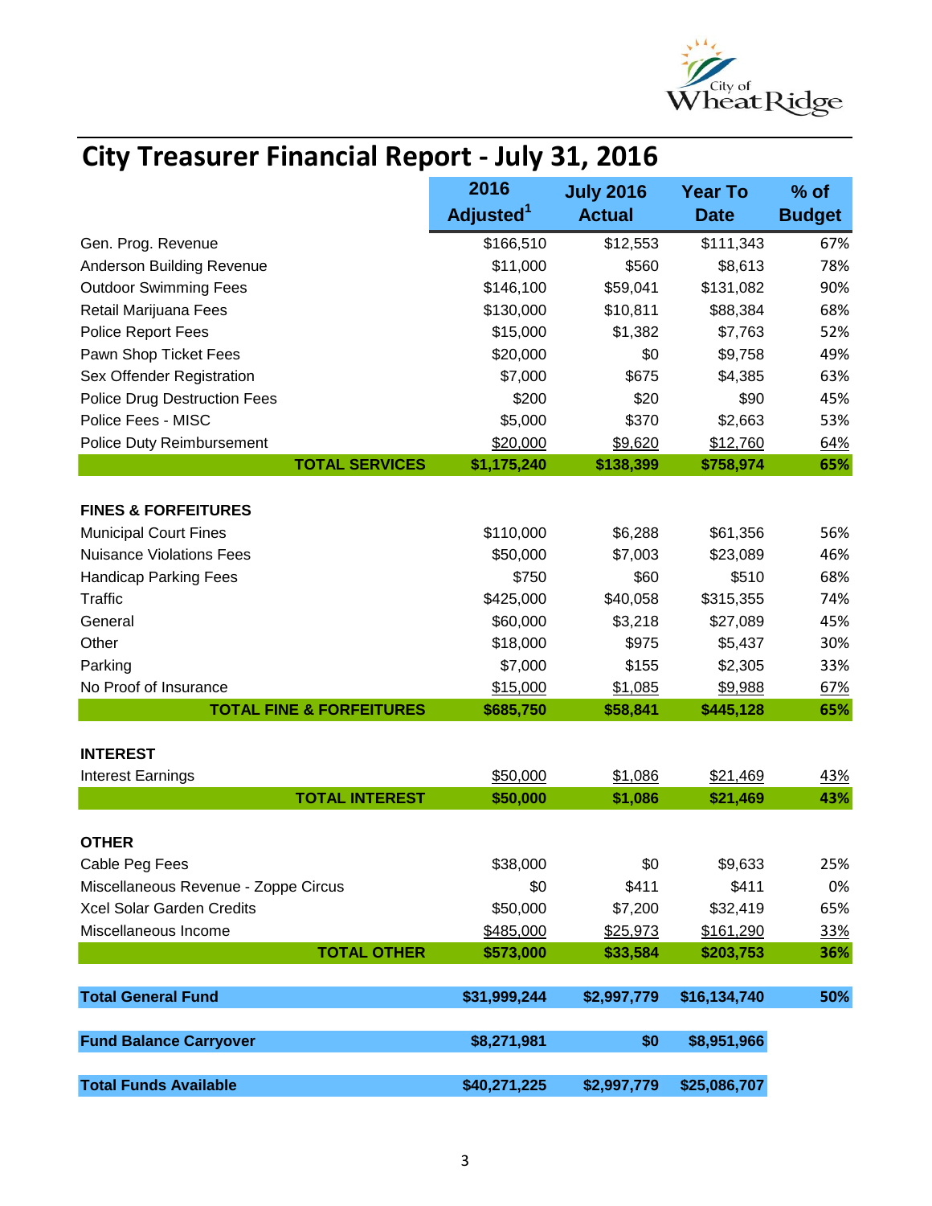# City Treasurer Financial Report - July 31, 2016

| | 2016 Adjusted[1] | July 2016 Actual | Year To Date | % of Budget |
|---|---|---|---|---|
| Gen. Prog. Revenue | $166,510 | $12,553 | $111,343 | 67% |
| Anderson Building Revenue | $11,000 | $560 | $8,613 | 78% |
| Outdoor Swimming Fees | $146,100 | $59,041 | $131,082 | 90% |
| Retail Marijuana Fees | $130,000 | $10,811 | $88,384 | 68% |
| Police Report Fees | $15,000 | $1,382 | $7,763 | 52% |
| Pawn Shop Ticket Fees | $20,000 | $0 | $9,758 | 49% |
| Sex Offender Registration | $7,000 | $675 | $4,385 | 63% |
| Police Drug Destruction Fees | $200 | $20 | $90 | 45% |
| Police Fees - MISC | $5,000 | $370 | $2,663 | 53% |
| Police Duty Reimbursement | $20,000 | $9,620 | $12,760 | 64% |
| **TOTAL SERVICES** | **$1,175,240** | **$138,399** | **$758,974** | **65%** |
| | | | | |
| **FINES & FORFEITURES** | | | | |
| Municipal Court Fines | $110,000 | $6,288 | $61,356 | 56% |
| Nuisance Violations Fees | $50,000 | $7,003 | $23,089 | 46% |
| Handicap Parking Fees | $750 | $60 | $510 | 68% |
| Traffic | $425,000 | $40,058 | $315,355 | 74% |
| General | $60,000 | $3,218 | $27,089 | 45% |
| Other | $18,000 | $975 | $5,437 | 30% |
| Parking | $7,000 | $155 | $2,305 | 33% |
| No Proof of Insurance | $15,000 | $1,085 | $9,988 | 67% |
| **TOTAL FINE & FORFEITURES** | **$685,750** | **$58,841** | **$445,128** | **65%** |
| | | | | |
| **INTEREST** | | | | |
| Interest Earnings | $50,000 | $1,086 | $21,469 | 43% |
| **TOTAL INTEREST** | **$50,000** | **$1,086** | **$21,469** | **43%** |
| | | | | |
| **OTHER** | | | | |
| Cable Peg Fees | $38,000 | $0 | $9,633 | 25% |
| Miscellaneous Revenue - Zoppe Circus | $0 | $411 | $411 | 0% |
| Xcel Solar Garden Credits | $50,000 | $7,200 | $32,419 | 65% |
| Miscellaneous Income | $485,000 | $25,973 | $161,290 | 33% |
| **TOTAL OTHER** | **$573,000** | **$33,584** | **$203,753** | **36%** |
| | | | | |
| **Total General Fund** | **$31,999,244** | **$2,997,779** | **$16,134,740** | **50%** |
| | | | | |
| **Fund Balance Carryover** | **$8,271,981** | **$0** | **$8,951,966** | |
| | | | | |
| **Total Funds Available** | **$40,271,225** | **$2,997,779** | **$25,086,707** | |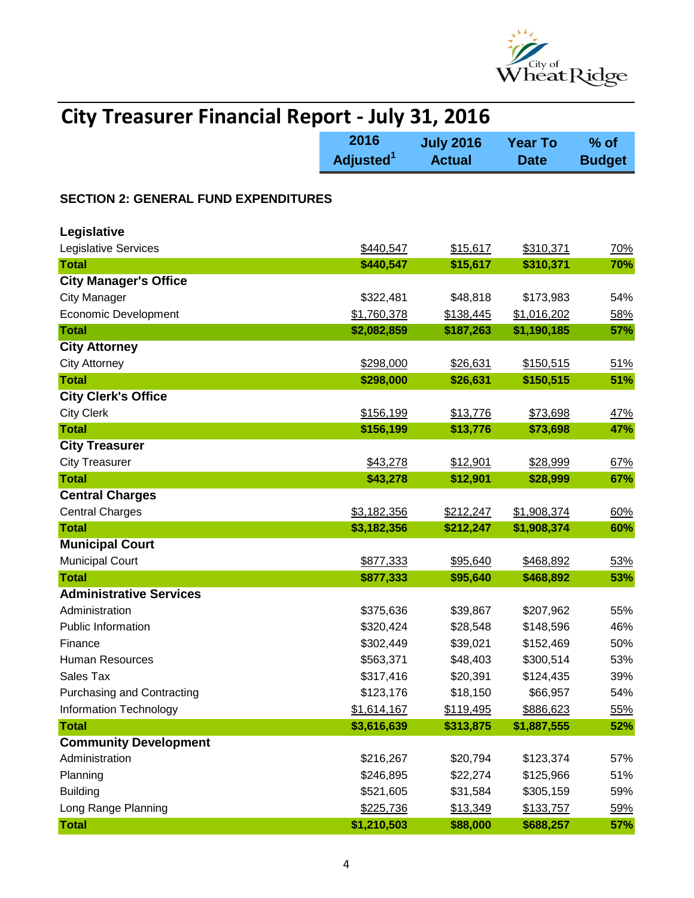# City Treasurer Financial Report - July 31, 2016

## SECTION 2: GENERAL FUND EXPENDITURES

| | 2016 Adjusted[1] | July 2016 Actual | Year To Date | % of Budget |
|---|---|---|---|---|
| **Legislative** | | | | |
| Legislative Services | $440,547 | $15,617 | $310,371 | 70% |
| **Total** | **$440,547** | **$15,617** | **$310,371** | **70%** |
| **City Manager's Office** | | | | |
| City Manager | $322,481 | $48,818 | $173,983 | 54% |
| Economic Development | $1,760,378 | $138,445 | $1,016,202 | 58% |
| **Total** | **$2,082,859** | **$187,263** | **$1,190,185** | **57%** |
| **City Attorney** | | | | |
| City Attorney | $298,000 | $26,631 | $150,515 | 51% |
| **Total** | **$298,000** | **$26,631** | **$150,515** | **51%** |
| **City Clerk's Office** | | | | |
| City Clerk | $156,199 | $13,776 | $73,698 | 47% |
| **Total** | **$156,199** | **$13,776** | **$73,698** | **47%** |
| **City Treasurer** | | | | |
| City Treasurer | $43,278 | $12,901 | $28,999 | 67% |
| **Total** | **$43,278** | **$12,901** | **$28,999** | **67%** |
| **Central Charges** | | | | |
| Central Charges | $3,182,356 | $212,247 | $1,908,374 | 60% |
| **Total** | **$3,182,356** | **$212,247** | **$1,908,374** | **60%** |
| **Municipal Court** | | | | |
| Municipal Court | $877,333 | $95,640 | $468,892 | 53% |
| **Total** | **$877,333** | **$95,640** | **$468,892** | **53%** |
| **Administrative Services** | | | | |
| Administration | $375,636 | $39,867 | $207,962 | 55% |
| Public Information | $320,424 | $28,548 | $148,596 | 46% |
| Finance | $302,449 | $39,021 | $152,469 | 50% |
| Human Resources | $563,371 | $48,403 | $300,514 | 53% |
| Sales Tax | $317,416 | $20,391 | $124,435 | 39% |
| Purchasing and Contracting | $123,176 | $18,150 | $66,957 | 54% |
| Information Technology | $1,614,167 | $119,495 | $886,623 | 55% |
| **Total** | **$3,616,639** | **$313,875** | **$1,887,555** | **52%** |
| **Community Development** | | | | |
| Administration | $216,267 | $20,794 | $123,374 | 57% |
| Planning | $246,895 | $22,274 | $125,966 | 51% |
| Building | $521,605 | $31,584 | $305,159 | 59% |
| Long Range Planning | $225,736 | $13,349 | $133,757 | 59% |
| **Total** | **$1,210,503** | **$88,000** | **$688,257** | **57%** |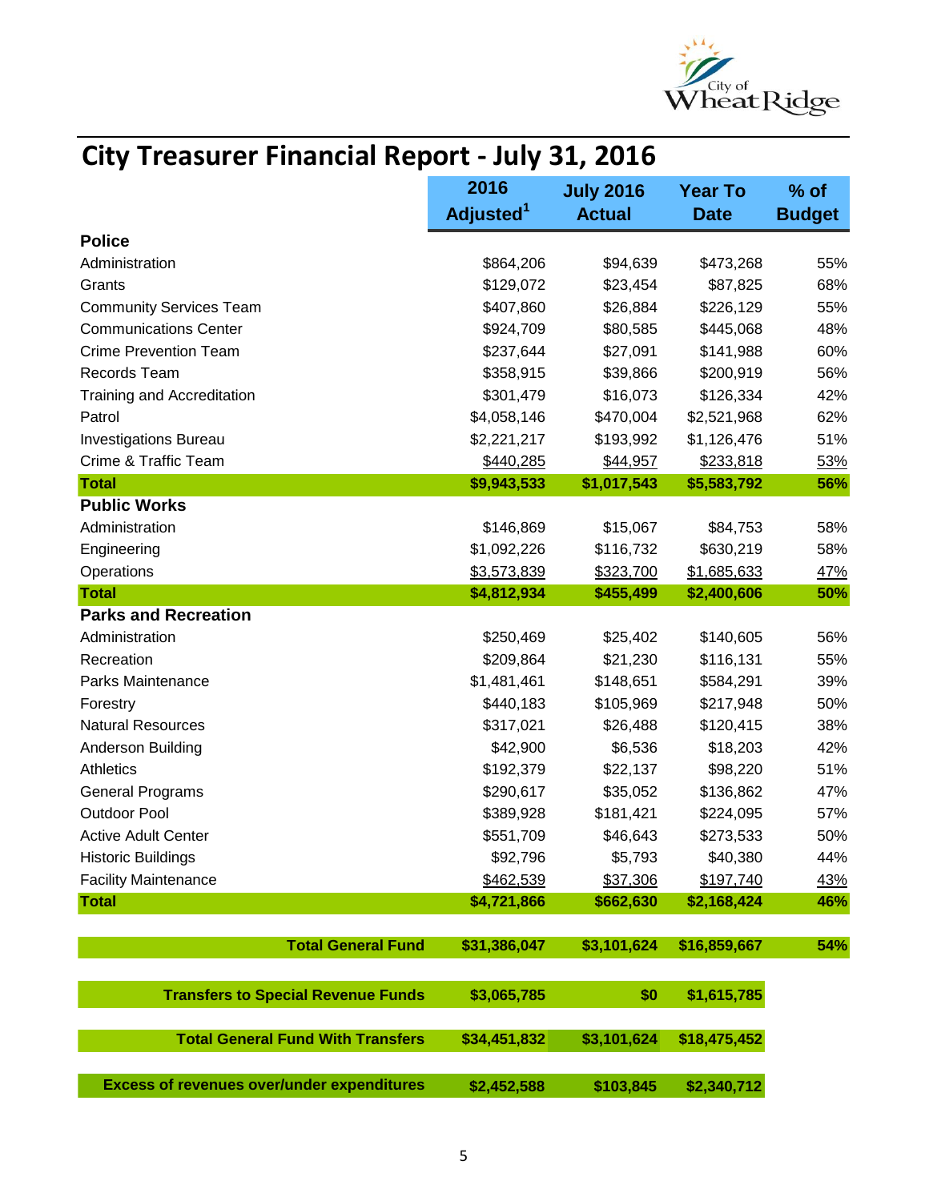# City Treasurer Financial Report - July 31, 2016

| | 2016 Adjusted[1] | July 2016 Actual | Year To Date | % of Budget |
|---|---|---|---|---|
| **Police** | | | | |
| Administration | $864,206 | $94,639 | $473,268 | 55% |
| Grants | $129,072 | $23,454 | $87,825 | 68% |
| Community Services Team | $407,860 | $26,884 | $226,129 | 55% |
| Communications Center | $924,709 | $80,585 | $445,068 | 48% |
| Crime Prevention Team | $237,644 | $27,091 | $141,988 | 60% |
| Records Team | $358,915 | $39,866 | $200,919 | 56% |
| Training and Accreditation | $301,479 | $16,073 | $126,334 | 42% |
| Patrol | $4,058,146 | $470,004 | $2,521,968 | 62% |
| Investigations Bureau | $2,221,217 | $193,992 | $1,126,476 | 51% |
| Crime & Traffic Team | $440,285 | $44,957 | $233,818 | 53% |
| **Total** | **$9,943,533** | **$1,017,543** | **$5,583,792** | **56%** |
| **Public Works** | | | | |
| Administration | $146,869 | $15,067 | $84,753 | 58% |
| Engineering | $1,092,226 | $116,732 | $630,219 | 58% |
| Operations | $3,573,839 | $323,700 | $1,685,633 | 47% |
| **Total** | **$4,812,934** | **$455,499** | **$2,400,606** | **50%** |
| **Parks and Recreation** | | | | |
| Administration | $250,469 | $25,402 | $140,605 | 56% |
| Recreation | $209,864 | $21,230 | $116,131 | 55% |
| Parks Maintenance | $1,481,461 | $148,651 | $584,291 | 39% |
| Forestry | $440,183 | $105,969 | $217,948 | 50% |
| Natural Resources | $317,021 | $26,488 | $120,415 | 38% |
| Anderson Building | $42,900 | $6,536 | $18,203 | 42% |
| Athletics | $192,379 | $22,137 | $98,220 | 51% |
| General Programs | $290,617 | $35,052 | $136,862 | 47% |
| Outdoor Pool | $389,928 | $181,421 | $224,095 | 57% |
| Active Adult Center | $551,709 | $46,643 | $273,533 | 50% |
| Historic Buildings | $92,796 | $5,793 | $40,380 | 44% |
| Facility Maintenance | $462,539 | $37,306 | $197,740 | 43% |
| **Total** | **$4,721,866** | **$662,630** | **$2,168,424** | **46%** |
| **Total General Fund** | **$31,386,047** | **$3,101,624** | **$16,859,667** | **54%** |
| **Transfers to Special Revenue Funds** | **$3,065,785** | **$0** | **$1,615,785** | |
| **Total General Fund With Transfers** | **$34,451,832** | **$3,101,624** | **$18,475,452** | |
| **Excess of revenues over/under expenditures** | **$2,452,588** | **$103,845** | **$2,340,712** | |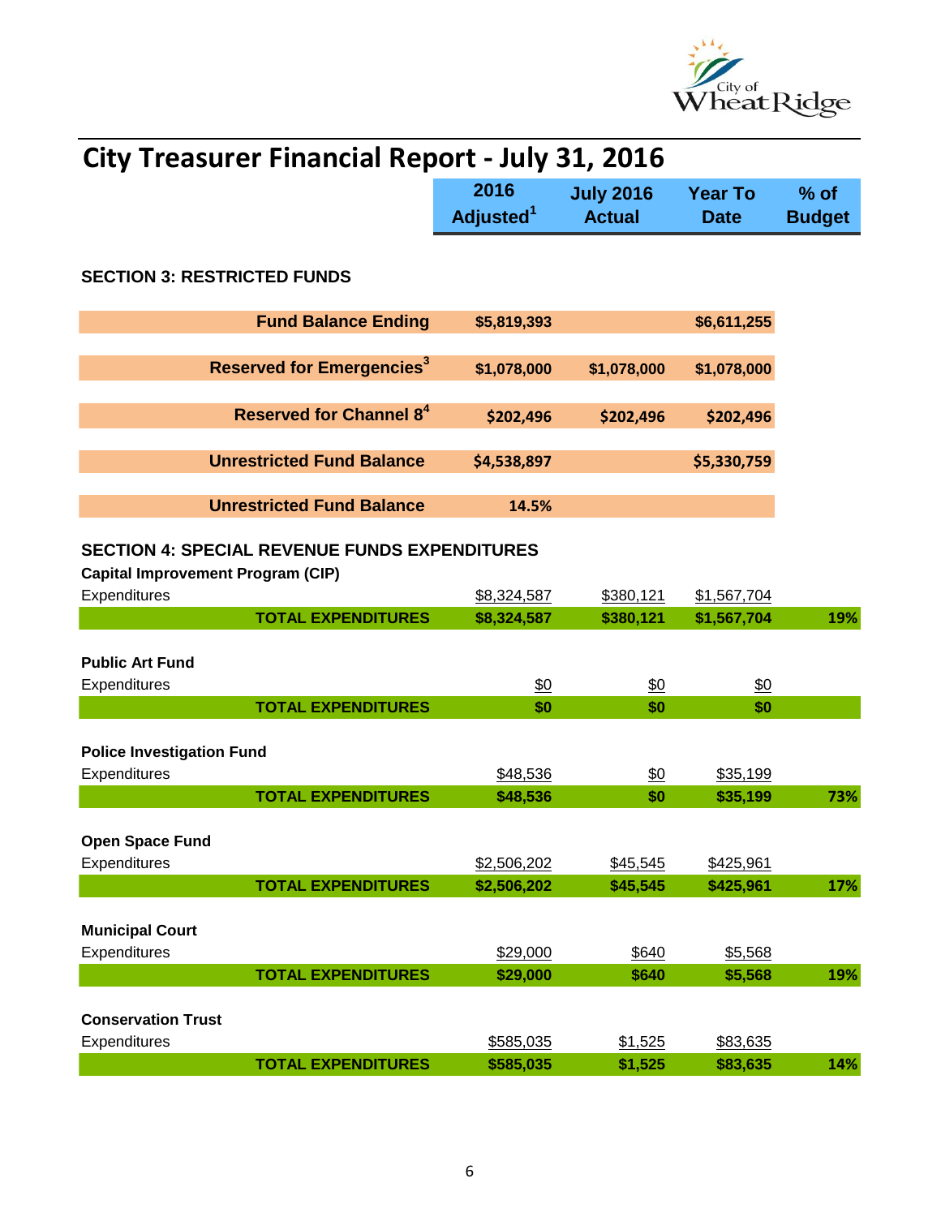# City Treasurer Financial Report - July 31, 2016

| | 2016 Adjusted[1] | July 2016 Actual | Year To Date | % of Budget |
|---|---|---|---|---|
| **SECTION 3: RESTRICTED FUNDS** | | | | |
| **Fund Balance Ending** | **$5,819,393** | | **$6,611,255** | |
| **Reserved for Emergencies[3]** | **$1,078,000** | **$1,078,000** | **$1,078,000** | |
| **Reserved for Channel 8[4]** | **$202,496** | **$202,496** | **$202,496** | |
| **Unrestricted Fund Balance** | **$4,538,897** | | **$5,330,759** | |
| **Unrestricted Fund Balance** | **14.5%** | | | |
| **SECTION 4: SPECIAL REVENUE FUNDS EXPENDITURES** | | | | |
| **Capital Improvement Program (CIP)** | | | | |
| Expenditures | $8,324,587 | $380,121 | $1,567,704 | |
| **TOTAL EXPENDITURES** | **$8,324,587** | **$380,121** | **$1,567,704** | **19%** |
| **Public Art Fund** | | | | |
| Expenditures | $0 | $0 | $0 | |
| **TOTAL EXPENDITURES** | **$0** | **$0** | **$0** | |
| **Police Investigation Fund** | | | | |
| Expenditures | $48,536 | $0 | $35,199 | |
| **TOTAL EXPENDITURES** | **$48,536** | **$0** | **$35,199** | **73%** |
| **Open Space Fund** | | | | |
| Expenditures | $2,506,202 | $45,545 | $425,961 | |
| **TOTAL EXPENDITURES** | **$2,506,202** | **$45,545** | **$425,961** | **17%** |
| **Municipal Court** | | | | |
| Expenditures | $29,000 | $640 | $5,568 | |
| **TOTAL EXPENDITURES** | **$29,000** | **$640** | **$5,568** | **19%** |
| **Conservation Trust** | | | | |
| Expenditures | $585,035 | $1,525 | $83,635 | |
| **TOTAL EXPENDITURES** | **$585,035** | **$1,525** | **$83,635** | **14%** |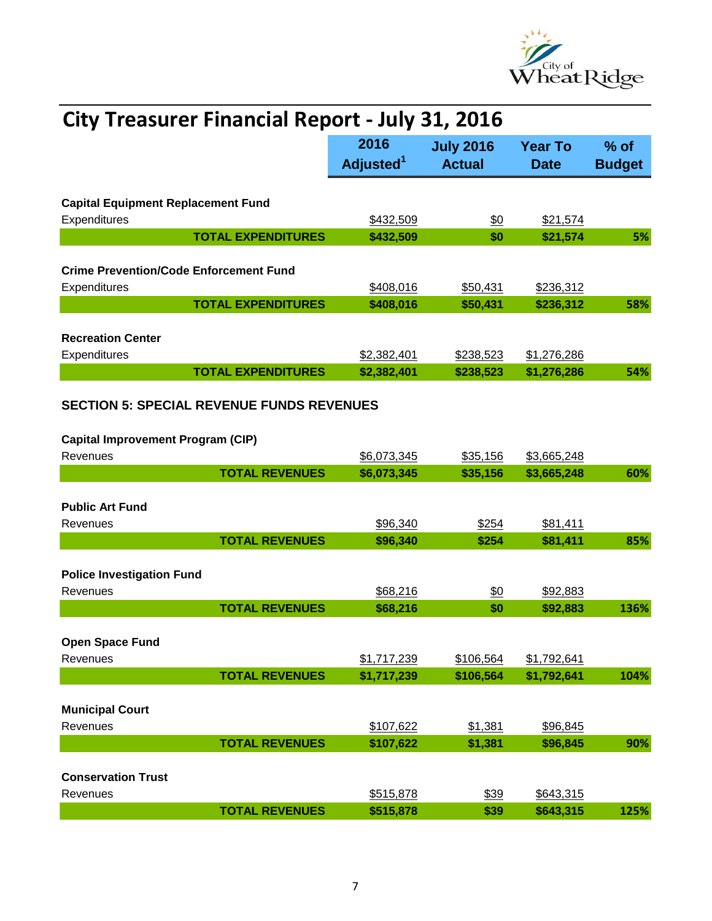# City Treasurer Financial Report - July 31, 2016

| | 2016 Adjusted[1] | July 2016 Actual | Year To Date | % of Budget |
|---|---|---|---|---|
| **Capital Equipment Replacement Fund** | | | | |
| Expenditures | $432,509 | $0 | $21,574 | |
| **TOTAL EXPENDITURES** | **$432,509** | **$0** | **$21,574** | **5%** |
| **Crime Prevention/Code Enforcement Fund** | | | | |
| Expenditures | $408,016 | $50,431 | $236,312 | |
| **TOTAL EXPENDITURES** | **$408,016** | **$50,431** | **$236,312** | **58%** |
| **Recreation Center** | | | | |
| Expenditures | $2,382,401 | $238,523 | $1,276,286 | |
| **TOTAL EXPENDITURES** | **$2,382,401** | **$238,523** | **$1,276,286** | **54%** |

## SECTION 5: SPECIAL REVENUE FUNDS REVENUES

| | 2016 Adjusted[1] | July 2016 Actual | Year To Date | % of Budget |
|---|---|---|---|---|
| **Capital Improvement Program (CIP)** | | | | |
| Revenues | $6,073,345 | $35,156 | $3,665,248 | |
| **TOTAL REVENUES** | **$6,073,345** | **$35,156** | **$3,665,248** | **60%** |
| **Public Art Fund** | | | | |
| Revenues | $96,340 | $254 | $81,411 | |
| **TOTAL REVENUES** | **$96,340** | **$254** | **$81,411** | **85%** |
| **Police Investigation Fund** | | | | |
| Revenues | $68,216 | $0 | $92,883 | |
| **TOTAL REVENUES** | **$68,216** | **$0** | **$92,883** | **136%** |
| **Open Space Fund** | | | | |
| Revenues | $1,717,239 | $106,564 | $1,792,641 | |
| **TOTAL REVENUES** | **$1,717,239** | **$106,564** | **$1,792,641** | **104%** |
| **Municipal Court** | | | | |
| Revenues | $107,622 | $1,381 | $96,845 | |
| **TOTAL REVENUES** | **$107,622** | **$1,381** | **$96,845** | **90%** |
| **Conservation Trust** | | | | |
| Revenues | $515,878 | $39 | $643,315 | |
| **TOTAL REVENUES** | **$515,878** | **$39** | **$643,315** | **125%** |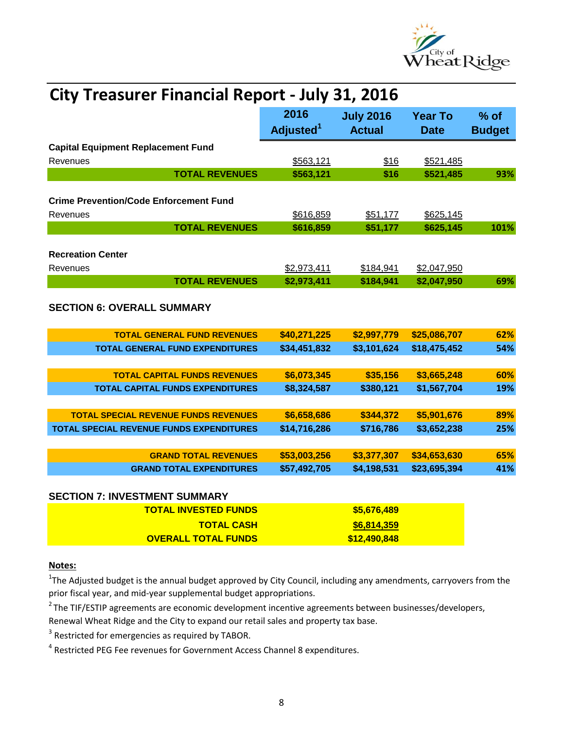# City Treasurer Financial Report - July 31, 2016

| | 2016 Adjusted[1] | July 2016 Actual | Year To Date | % of Budget |
|---|---|---|---|---|
| **Capital Equipment Replacement Fund** | | | | |
| Revenues | $563,121 | $16 | $521,485 | |
| **TOTAL REVENUES** | **$563,121** | **$16** | **$521,485** | **93%** |
| **Crime Prevention/Code Enforcement Fund** | | | | |
| Revenues | $616,859 | $51,177 | $625,145 | |
| **TOTAL REVENUES** | **$616,859** | **$51,177** | **$625,145** | **101%** |
| **Recreation Center** | | | | |
| Revenues | $2,973,411 | $184,941 | $2,047,950 | |
| **TOTAL REVENUES** | **$2,973,411** | **$184,941** | **$2,047,950** | **69%** |

## SECTION 6: OVERALL SUMMARY

| | 2016 Adjusted[1] | July 2016 Actual | Year To Date | % of Budget |
|---|---|---|---|---|
| **TOTAL GENERAL FUND REVENUES** | **$40,271,225** | **$2,997,779** | **$25,086,707** | **62%** |
| **TOTAL GENERAL FUND EXPENDITURES** | **$34,451,832** | **$3,101,624** | **$18,475,452** | **54%** |
| **TOTAL CAPITAL FUNDS REVENUES** | **$6,073,345** | **$35,156** | **$3,665,248** | **60%** |
| **TOTAL CAPITAL FUNDS EXPENDITURES** | **$8,324,587** | **$380,121** | **$1,567,704** | **19%** |
| **TOTAL SPECIAL REVENUE FUNDS REVENUES** | **$6,658,686** | **$344,372** | **$5,901,676** | **89%** |
| **TOTAL SPECIAL REVENUE FUNDS EXPENDITURES** | **$14,716,286** | **$716,786** | **$3,652,238** | **25%** |
| **GRAND TOTAL REVENUES** | **$53,003,256** | **$3,377,307** | **$34,653,630** | **65%** |
| **GRAND TOTAL EXPENDITURES** | **$57,492,705** | **$4,198,531** | **$23,695,394** | **41%** |

## SECTION 7: INVESTMENT SUMMARY

| | |
|---|---|
| **TOTAL INVESTED FUNDS** | **$5,676,489** |
| **TOTAL CASH** | **$6,814,359** |
| **OVERALL TOTAL FUNDS** | **$12,490,848** |

**Notes:**

[1] The Adjusted budget is the annual budget approved by City Council, including any amendments, carryovers from the prior fiscal year, and mid-year supplemental budget appropriations.

[2] The TIF/ESTIP agreements are economic development incentive agreements between businesses/developers, Renewal Wheat Ridge and the City to expand our retail sales and property tax base.

[3] Restricted for emergencies as required by TABOR.

[4] Restricted PEG Fee revenues for Government Access Channel 8 expenditures.